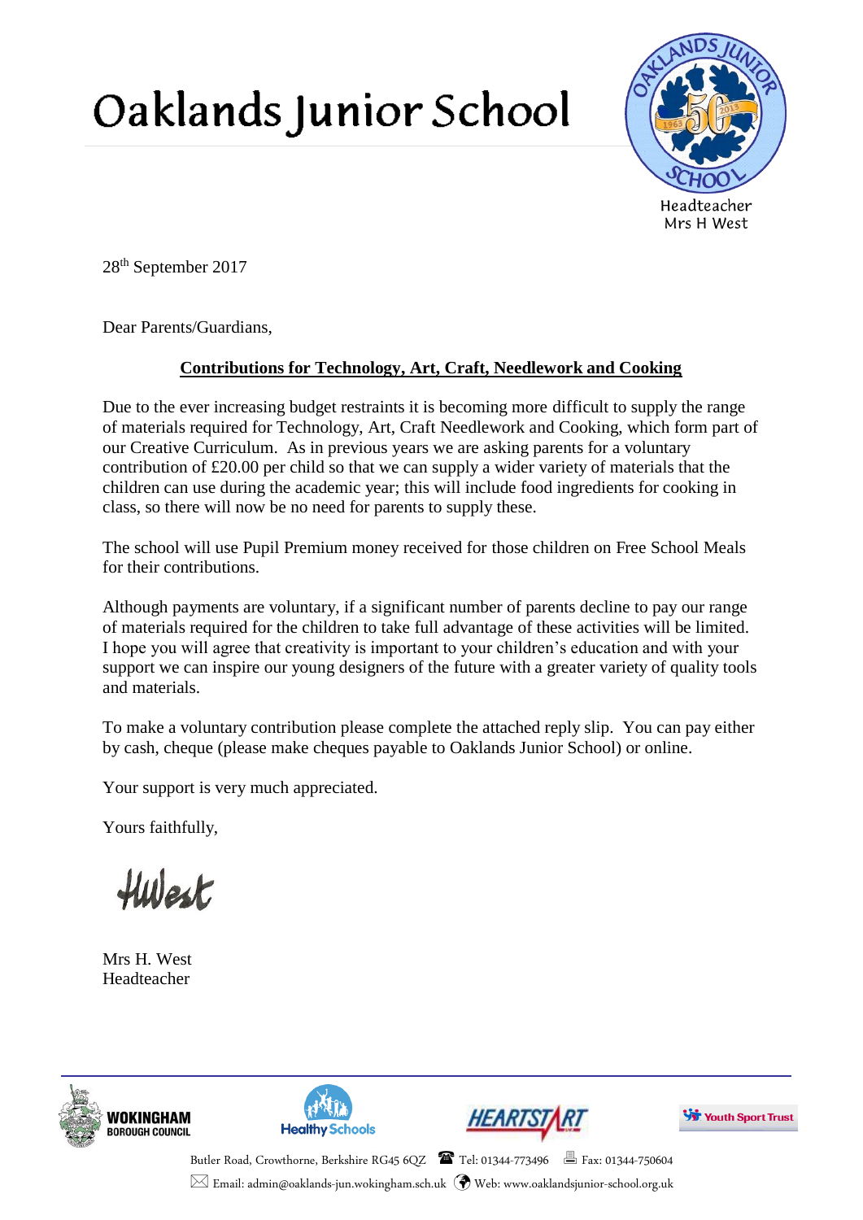# Oaklands Junior School

Headteacher
Mrs H West

28th September 2017

Dear Parents/Guardians,

**Contributions for Technology, Art, Craft, Needlework and Cooking**

Due to the ever increasing budget restraints it is becoming more difficult to supply the range of materials required for Technology, Art, Craft Needlework and Cooking, which form part of our Creative Curriculum. As in previous years we are asking parents for a voluntary contribution of £20.00 per child so that we can supply a wider variety of materials that the children can use during the academic year; this will include food ingredients for cooking in class, so there will now be no need for parents to supply these.

The school will use Pupil Premium money received for those children on Free School Meals for their contributions.

Although payments are voluntary, if a significant number of parents decline to pay our range of materials required for the children to take full advantage of these activities will be limited. I hope you will agree that creativity is important to your children's education and with your support we can inspire our young designers of the future with a greater variety of quality tools and materials.

To make a voluntary contribution please complete the attached reply slip. You can pay either by cash, cheque (please make cheques payable to Oaklands Junior School) or online.

Your support is very much appreciated.

Yours faithfully,

HWest

Mrs H. West
Headteacher

Butler Road, Crowthorne, Berkshire RG45 6QZ Tel: 01344-773496 Fax: 01344-750604
Email: admin@oaklands-jun.wokingham.sch.uk Web: www.oaklandsjunior-school.org.uk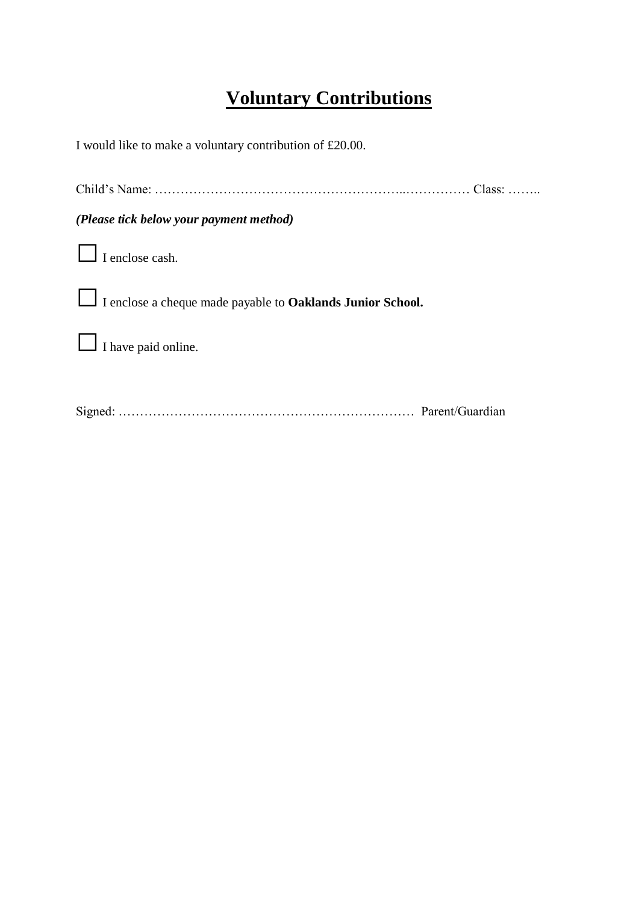# **Voluntary Contributions**

I would like to make a voluntary contribution of £20.00.

Child's Name: …………………………………………………..…………… Class: ……..

***(Please tick below your payment method)***

☐ I enclose cash.

☐ I enclose a cheque made payable to **Oaklands Junior School.**

☐ I have paid online.

Signed: …………………………………………………………… Parent/Guardian